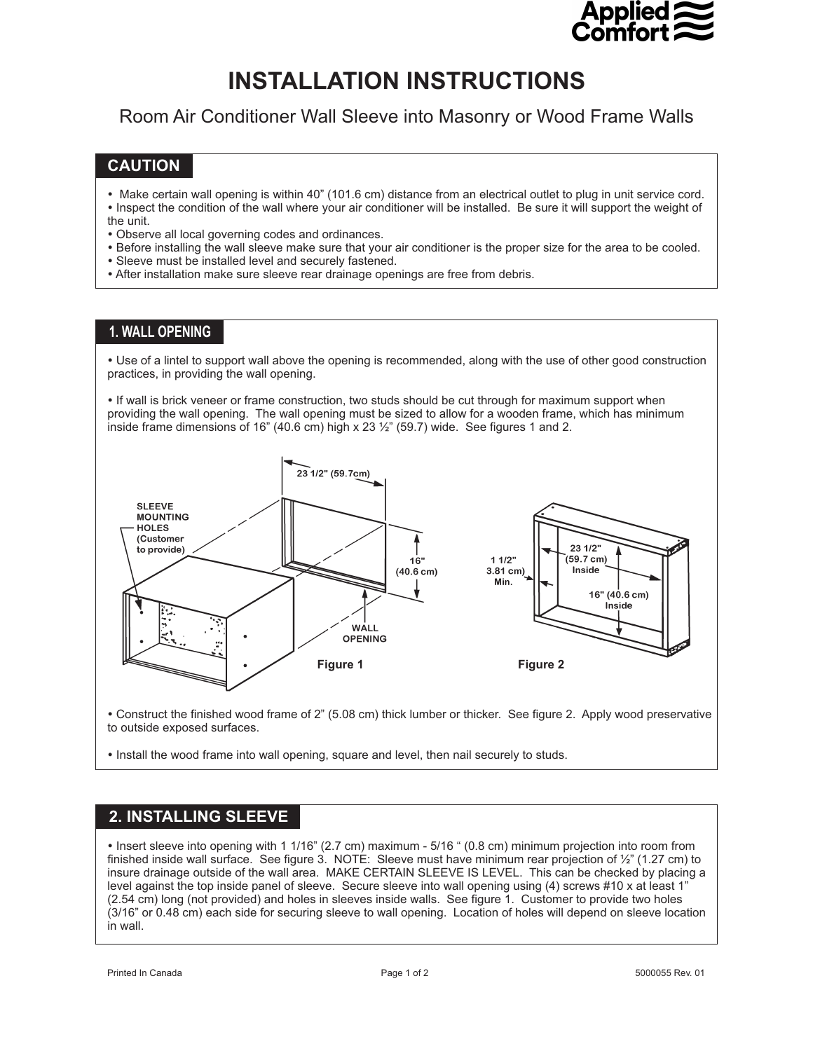# INSTALLATION INSTRUCTIONS

Room Air Conditioner Wall Sleeve into Masonry or Wood Frame Walls

## CAUTION

- Make certain wall opening is within 40” (101.6 cm) distance from an electrical outlet to plug in unit service cord.
- Inspect the condition of the wall where your air conditioner will be installed. Be sure it will support the weight of the unit.
- Observe all local governing codes and ordinances.
- Before installing the wall sleeve make sure that your air conditioner is the proper size for the area to be cooled.
- Sleeve must be installed level and securely fastened.
- After installation make sure sleeve rear drainage openings are free from debris.

## 1. WALL OPENING

- Use of a lintel to support wall above the opening is recommended, along with the use of other good construction practices, in providing the wall opening.

- If wall is brick veneer or frame construction, two studs should be cut through for maximum support when providing the wall opening. The wall opening must be sized to allow for a wooden frame, which has minimum inside frame dimensions of 16” (40.6 cm) high x 23 ½” (59.7) wide. See figures 1 and 2.

SLEEVE MOUNTING HOLES (Customer to provide)

23 1/2" (59.7cm)

16" (40.6 cm)

WALL OPENING

Figure 1

1 1/2" 3.81 cm) Min.

23 1/2" (59.7 cm) Inside

16" (40.6 cm) Inside

Figure 2

- Construct the finished wood frame of 2” (5.08 cm) thick lumber or thicker. See figure 2. Apply wood preservative to outside exposed surfaces.

- Install the wood frame into wall opening, square and level, then nail securely to studs.

## 2. INSTALLING SLEEVE

- Insert sleeve into opening with 1 1/16” (2.7 cm) maximum - 5/16 “ (0.8 cm) minimum projection into room from finished inside wall surface. See figure 3. NOTE: Sleeve must have minimum rear projection of ½” (1.27 cm) to insure drainage outside of the wall area. MAKE CERTAIN SLEEVE IS LEVEL. This can be checked by placing a level against the top inside panel of sleeve. Secure sleeve into wall opening using (4) screws #10 x at least 1” (2.54 cm) long (not provided) and holes in sleeves inside walls. See figure 1. Customer to provide two holes (3/16” or 0.48 cm) each side for securing sleeve to wall opening. Location of holes will depend on sleeve location in wall.

Printed In Canada

5000055 Rev. 01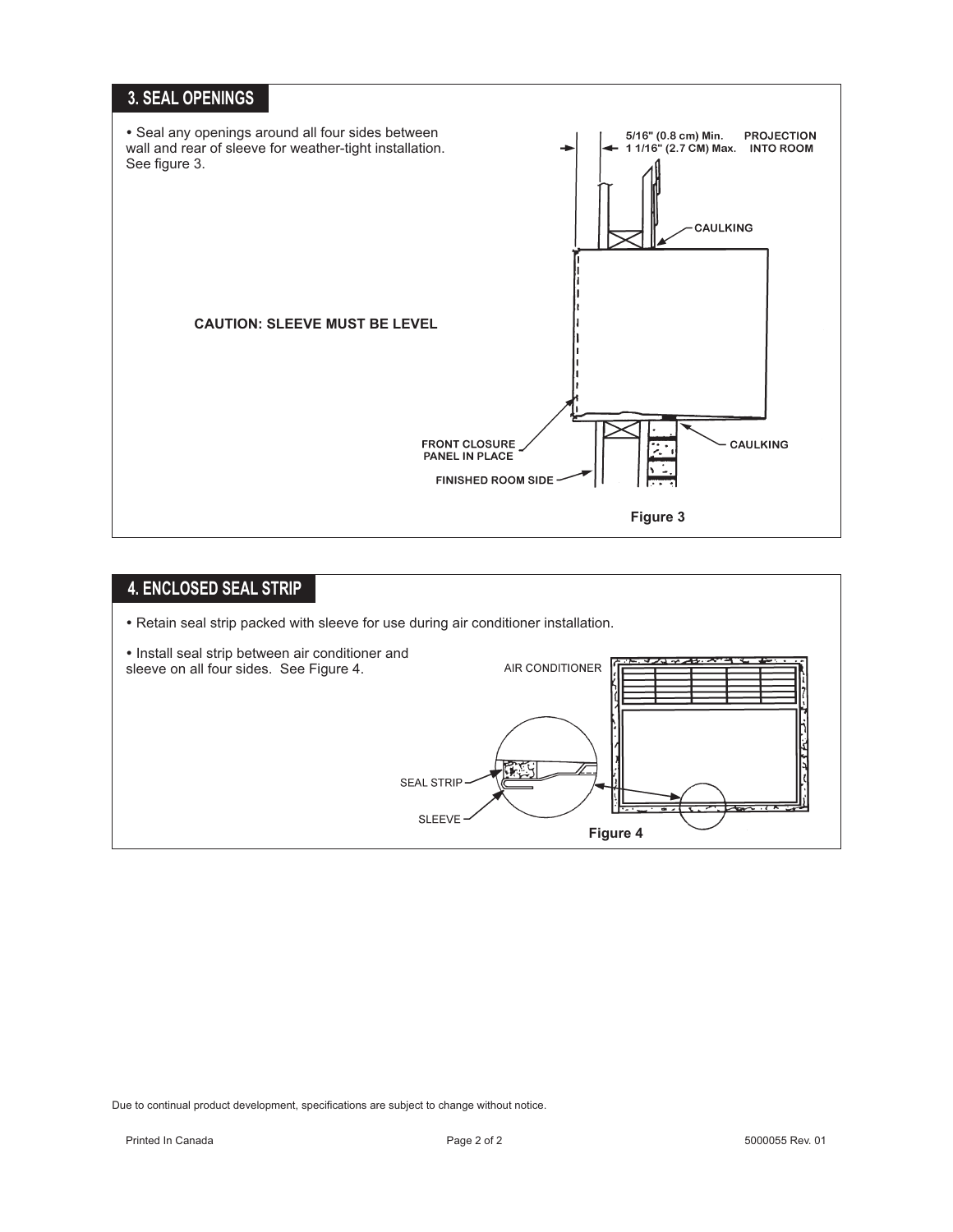## 3. SEAL OPENINGS

- Seal any openings around all four sides between wall and rear of sleeve for weather-tight installation. See figure 3.

**CAUTION: SLEEVE MUST BE LEVEL**

5/16" (0.8 cm) Min.
1 1/16" (2.7 CM) Max.
PROJECTION INTO ROOM
CAULKING
FRONT CLOSURE PANEL IN PLACE
FINISHED ROOM SIDE
CAULKING

**Figure 3**

## 4. ENCLOSED SEAL STRIP

- Retain seal strip packed with sleeve for use during air conditioner installation.
- Install seal strip between air conditioner and sleeve on all four sides. See Figure 4.

AIR CONDITIONER
SEAL STRIP
SLEEVE

**Figure 4**

Due to continual product development, specifications are subject to change without notice.

Printed In Canada

5000055 Rev. 01